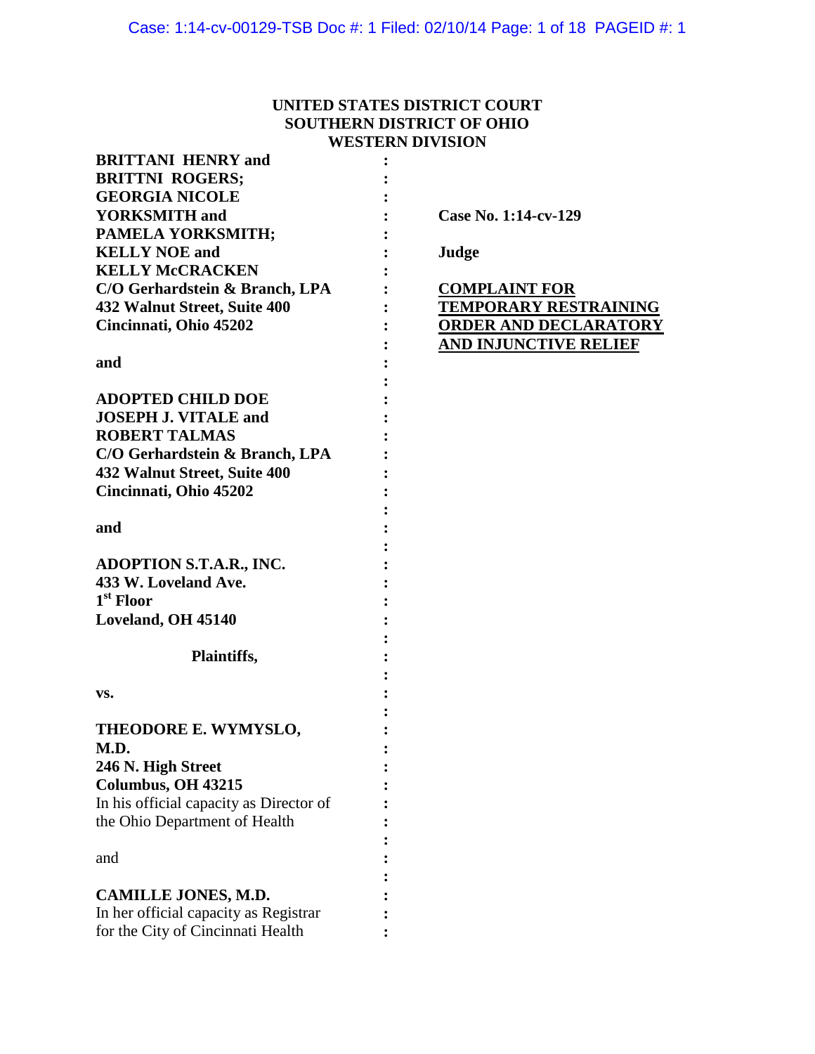**UNITED STATES DISTRICT COURT**
**SOUTHERN DISTRICT OF OHIO**
**WESTERN DIVISION**

**BRITTANI HENRY and**
**BRITTNI ROGERS;**
**GEORGIA NICOLE**
**YORKSMITH and**
**PAMELA YORKSMITH;**
**KELLY NOE and**
**KELLY McCRACKEN**
**C/O Gerhardstein & Branch, LPA**
**432 Walnut Street, Suite 400**
**Cincinnati, Ohio 45202**

**and**

**ADOPTED CHILD DOE**
**JOSEPH J. VITALE and**
**ROBERT TALMAS**
**C/O Gerhardstein & Branch, LPA**
**432 Walnut Street, Suite 400**
**Cincinnati, Ohio 45202**

**and**

**ADOPTION S.T.A.R., INC.**
**433 W. Loveland Ave.**
**1st Floor**
**Loveland, OH 45140**

**Plaintiffs,**

**vs.**

**THEODORE E. WYMYSLO, M.D.**
**246 N. High Street**
**Columbus, OH 43215**
In his official capacity as Director of the Ohio Department of Health

and

**CAMILLE JONES, M.D.**
In her official capacity as Registrar for the City of Cincinnati Health

**Case No. 1:14-cv-129**

**Judge**

**COMPLAINT FOR TEMPORARY RESTRAINING ORDER AND DECLARATORY AND INJUNCTIVE RELIEF**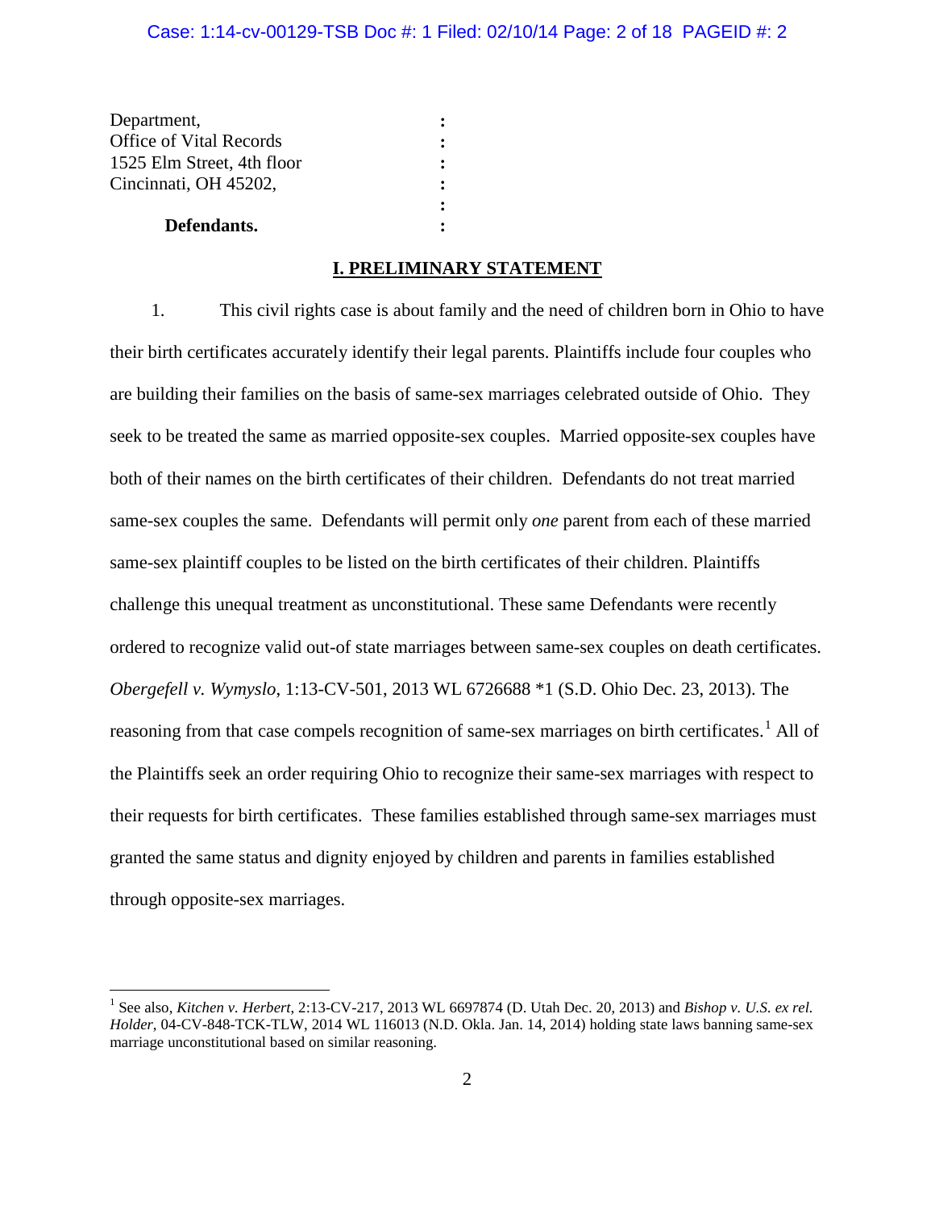Department,
Office of Vital Records
1525 Elm Street, 4th floor
Cincinnati, OH 45202,

**Defendants.**

## I. PRELIMINARY STATEMENT

1. This civil rights case is about family and the need of children born in Ohio to have their birth certificates accurately identify their legal parents. Plaintiffs include four couples who are building their families on the basis of same-sex marriages celebrated outside of Ohio. They seek to be treated the same as married opposite-sex couples. Married opposite-sex couples have both of their names on the birth certificates of their children. Defendants do not treat married same-sex couples the same. Defendants will permit only *one* parent from each of these married same-sex plaintiff couples to be listed on the birth certificates of their children. Plaintiffs challenge this unequal treatment as unconstitutional. These same Defendants were recently ordered to recognize valid out-of state marriages between same-sex couples on death certificates. *Obergefell v. Wymyslo*, 1:13-CV-501, 2013 WL 6726688 *1 (S.D. Ohio Dec. 23, 2013). The reasoning from that case compels recognition of same-sex marriages on birth certificates.[1] All of the Plaintiffs seek an order requiring Ohio to recognize their same-sex marriages with respect to their requests for birth certificates. These families established through same-sex marriages must granted the same status and dignity enjoyed by children and parents in families established through opposite-sex marriages.

---

[1] See also, *Kitchen v. Herbert*, 2:13-CV-217, 2013 WL 6697874 (D. Utah Dec. 20, 2013) and *Bishop v. U.S. ex rel. Holder*, 04-CV-848-TCK-TLW, 2014 WL 116013 (N.D. Okla. Jan. 14, 2014) holding state laws banning same-sex marriage unconstitutional based on similar reasoning.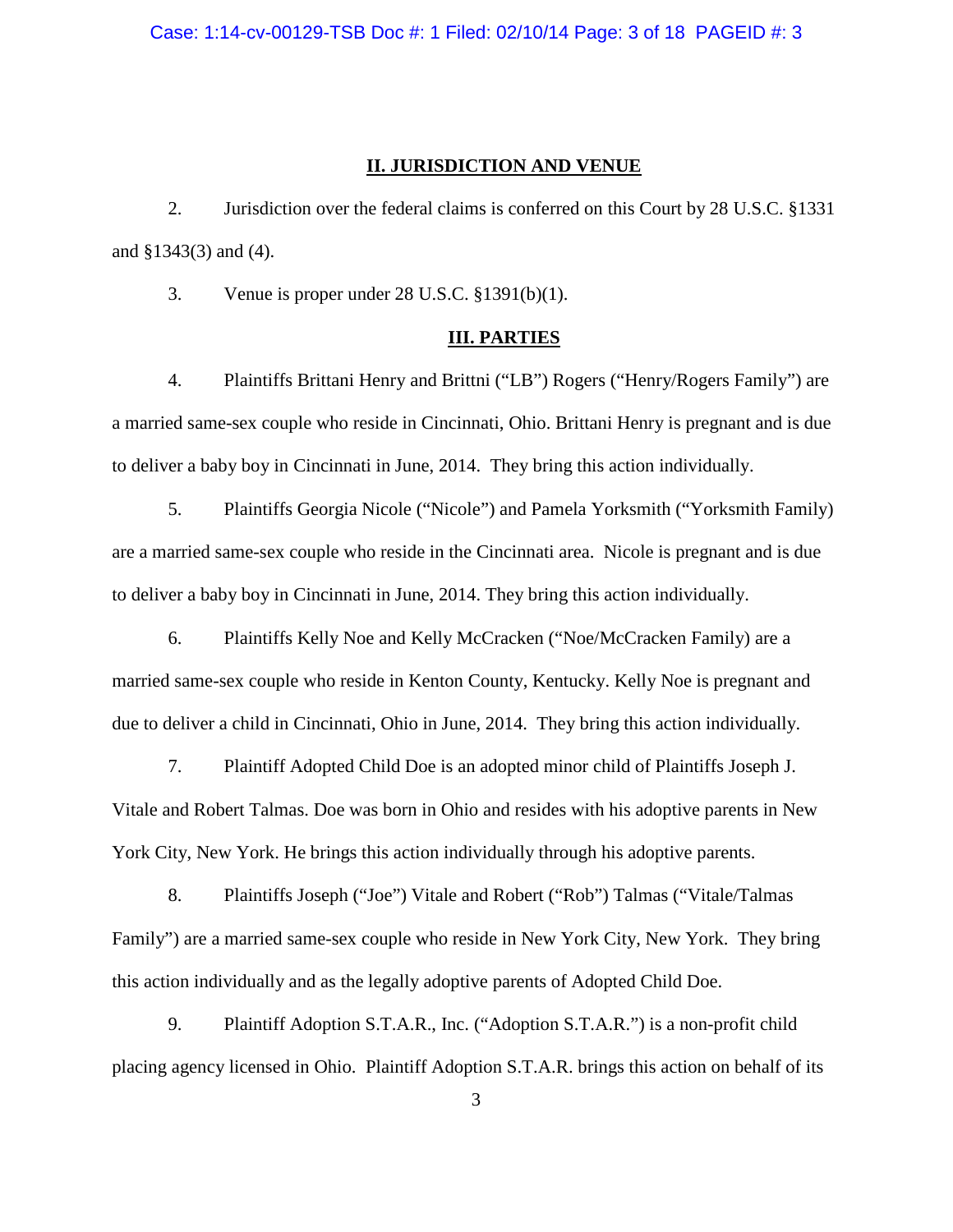## II. JURISDICTION AND VENUE

2. Jurisdiction over the federal claims is conferred on this Court by 28 U.S.C. §1331 and §1343(3) and (4).

3. Venue is proper under 28 U.S.C. §1391(b)(1).

## III. PARTIES

4. Plaintiffs Brittani Henry and Brittni ("LB") Rogers ("Henry/Rogers Family") are a married same-sex couple who reside in Cincinnati, Ohio. Brittani Henry is pregnant and is due to deliver a baby boy in Cincinnati in June, 2014. They bring this action individually.

5. Plaintiffs Georgia Nicole ("Nicole") and Pamela Yorksmith ("Yorksmith Family) are a married same-sex couple who reside in the Cincinnati area. Nicole is pregnant and is due to deliver a baby boy in Cincinnati in June, 2014. They bring this action individually.

6. Plaintiffs Kelly Noe and Kelly McCracken ("Noe/McCracken Family) are a married same-sex couple who reside in Kenton County, Kentucky. Kelly Noe is pregnant and due to deliver a child in Cincinnati, Ohio in June, 2014. They bring this action individually.

7. Plaintiff Adopted Child Doe is an adopted minor child of Plaintiffs Joseph J. Vitale and Robert Talmas. Doe was born in Ohio and resides with his adoptive parents in New York City, New York. He brings this action individually through his adoptive parents.

8. Plaintiffs Joseph ("Joe") Vitale and Robert ("Rob") Talmas ("Vitale/Talmas Family") are a married same-sex couple who reside in New York City, New York. They bring this action individually and as the legally adoptive parents of Adopted Child Doe.

9. Plaintiff Adoption S.T.A.R., Inc. ("Adoption S.T.A.R.") is a non-profit child placing agency licensed in Ohio. Plaintiff Adoption S.T.A.R. brings this action on behalf of its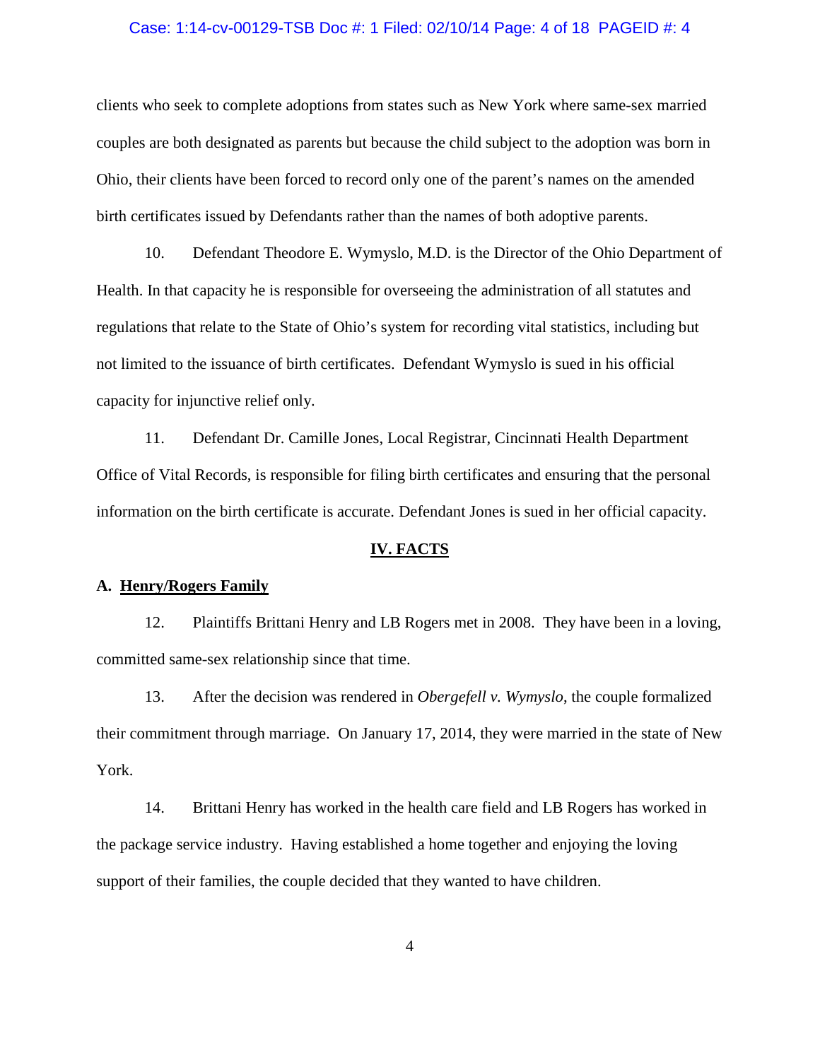clients who seek to complete adoptions from states such as New York where same-sex married couples are both designated as parents but because the child subject to the adoption was born in Ohio, their clients have been forced to record only one of the parent's names on the amended birth certificates issued by Defendants rather than the names of both adoptive parents.

10. Defendant Theodore E. Wymyslo, M.D. is the Director of the Ohio Department of Health. In that capacity he is responsible for overseeing the administration of all statutes and regulations that relate to the State of Ohio's system for recording vital statistics, including but not limited to the issuance of birth certificates. Defendant Wymyslo is sued in his official capacity for injunctive relief only.

11. Defendant Dr. Camille Jones, Local Registrar, Cincinnati Health Department Office of Vital Records, is responsible for filing birth certificates and ensuring that the personal information on the birth certificate is accurate. Defendant Jones is sued in her official capacity.

## IV. FACTS

### A. Henry/Rogers Family

12. Plaintiffs Brittani Henry and LB Rogers met in 2008. They have been in a loving, committed same-sex relationship since that time.

13. After the decision was rendered in *Obergefell v. Wymyslo*, the couple formalized their commitment through marriage. On January 17, 2014, they were married in the state of New York.

14. Brittani Henry has worked in the health care field and LB Rogers has worked in the package service industry. Having established a home together and enjoying the loving support of their families, the couple decided that they wanted to have children.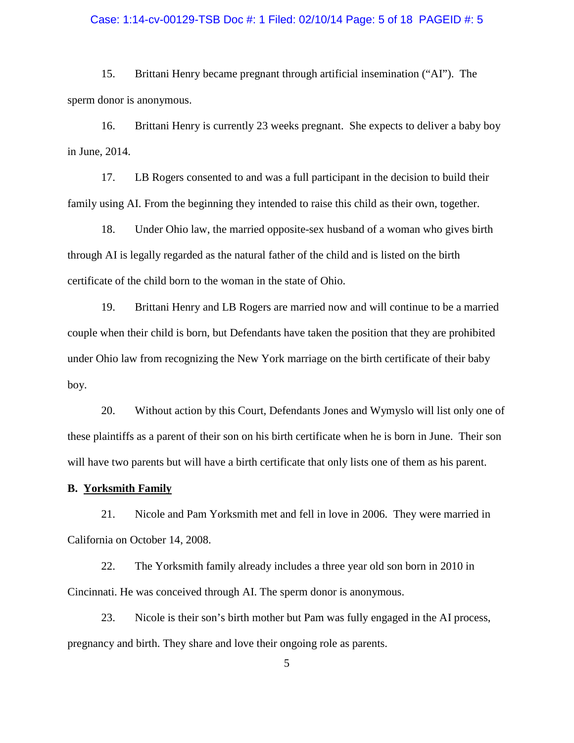15. Brittani Henry became pregnant through artificial insemination ("AI"). The sperm donor is anonymous.

16. Brittani Henry is currently 23 weeks pregnant. She expects to deliver a baby boy in June, 2014.

17. LB Rogers consented to and was a full participant in the decision to build their family using AI. From the beginning they intended to raise this child as their own, together.

18. Under Ohio law, the married opposite-sex husband of a woman who gives birth through AI is legally regarded as the natural father of the child and is listed on the birth certificate of the child born to the woman in the state of Ohio.

19. Brittani Henry and LB Rogers are married now and will continue to be a married couple when their child is born, but Defendants have taken the position that they are prohibited under Ohio law from recognizing the New York marriage on the birth certificate of their baby boy.

20. Without action by this Court, Defendants Jones and Wymyslo will list only one of these plaintiffs as a parent of their son on his birth certificate when he is born in June. Their son will have two parents but will have a birth certificate that only lists one of them as his parent.

**B. <u>Yorksmith Family</u>**

21. Nicole and Pam Yorksmith met and fell in love in 2006. They were married in California on October 14, 2008.

22. The Yorksmith family already includes a three year old son born in 2010 in Cincinnati. He was conceived through AI. The sperm donor is anonymous.

23. Nicole is their son's birth mother but Pam was fully engaged in the AI process, pregnancy and birth. They share and love their ongoing role as parents.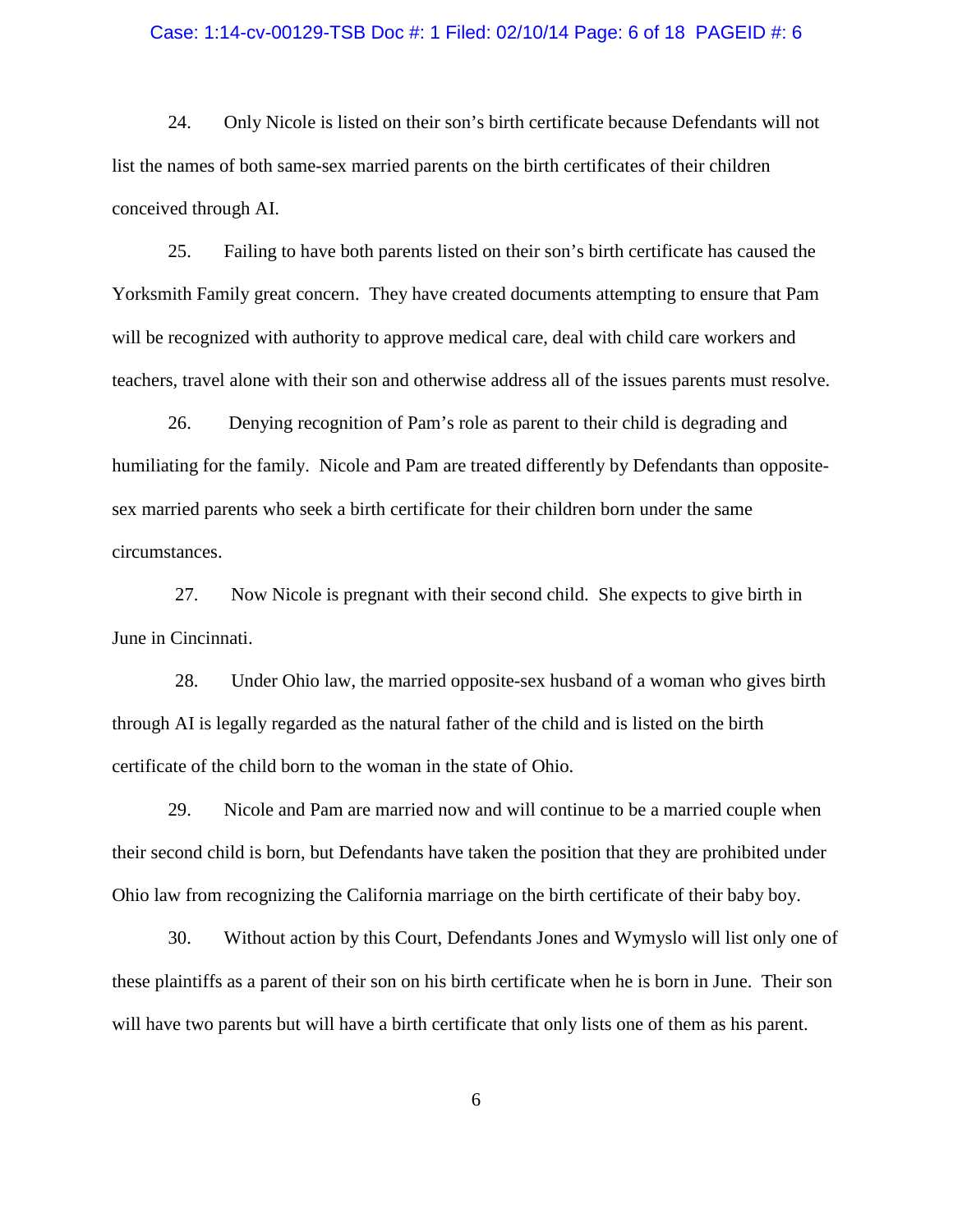24. Only Nicole is listed on their son's birth certificate because Defendants will not list the names of both same-sex married parents on the birth certificates of their children conceived through AI.

25. Failing to have both parents listed on their son's birth certificate has caused the Yorksmith Family great concern. They have created documents attempting to ensure that Pam will be recognized with authority to approve medical care, deal with child care workers and teachers, travel alone with their son and otherwise address all of the issues parents must resolve.

26. Denying recognition of Pam's role as parent to their child is degrading and humiliating for the family. Nicole and Pam are treated differently by Defendants than opposite-sex married parents who seek a birth certificate for their children born under the same circumstances.

27. Now Nicole is pregnant with their second child. She expects to give birth in June in Cincinnati.

28. Under Ohio law, the married opposite-sex husband of a woman who gives birth through AI is legally regarded as the natural father of the child and is listed on the birth certificate of the child born to the woman in the state of Ohio.

29. Nicole and Pam are married now and will continue to be a married couple when their second child is born, but Defendants have taken the position that they are prohibited under Ohio law from recognizing the California marriage on the birth certificate of their baby boy.

30. Without action by this Court, Defendants Jones and Wymyslo will list only one of these plaintiffs as a parent of their son on his birth certificate when he is born in June. Their son will have two parents but will have a birth certificate that only lists one of them as his parent.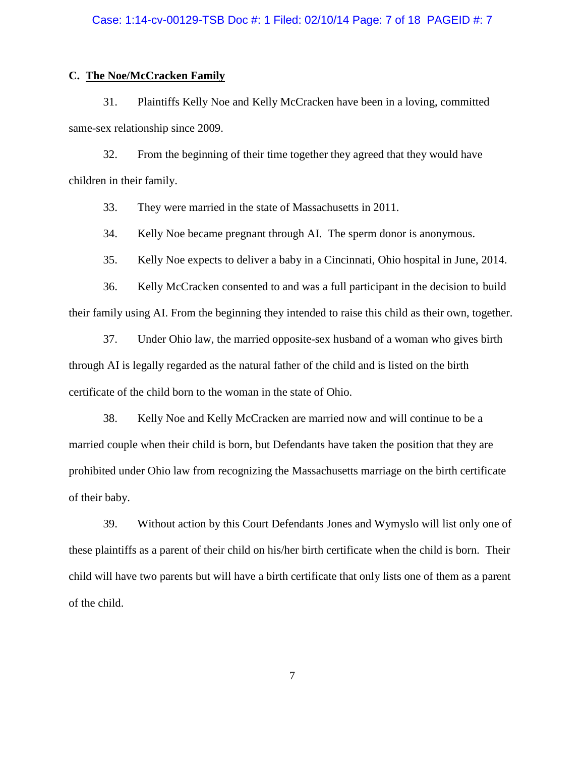### C. The Noe/McCracken Family

31. Plaintiffs Kelly Noe and Kelly McCracken have been in a loving, committed same-sex relationship since 2009.

32. From the beginning of their time together they agreed that they would have children in their family.

33. They were married in the state of Massachusetts in 2011.

34. Kelly Noe became pregnant through AI. The sperm donor is anonymous.

35. Kelly Noe expects to deliver a baby in a Cincinnati, Ohio hospital in June, 2014.

36. Kelly McCracken consented to and was a full participant in the decision to build their family using AI. From the beginning they intended to raise this child as their own, together.

37. Under Ohio law, the married opposite-sex husband of a woman who gives birth through AI is legally regarded as the natural father of the child and is listed on the birth certificate of the child born to the woman in the state of Ohio.

38. Kelly Noe and Kelly McCracken are married now and will continue to be a married couple when their child is born, but Defendants have taken the position that they are prohibited under Ohio law from recognizing the Massachusetts marriage on the birth certificate of their baby.

39. Without action by this Court Defendants Jones and Wymyslo will list only one of these plaintiffs as a parent of their child on his/her birth certificate when the child is born. Their child will have two parents but will have a birth certificate that only lists one of them as a parent of the child.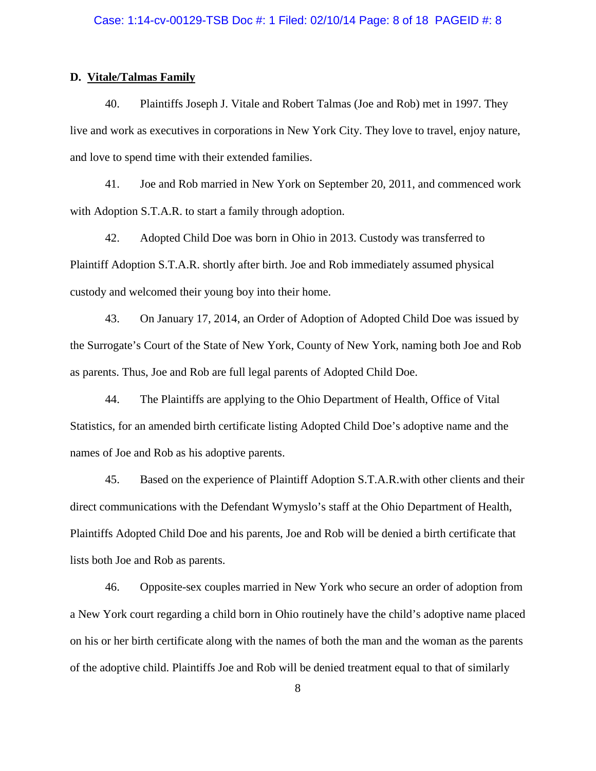### D. Vitale/Talmas Family

40. Plaintiffs Joseph J. Vitale and Robert Talmas (Joe and Rob) met in 1997. They live and work as executives in corporations in New York City. They love to travel, enjoy nature, and love to spend time with their extended families.

41. Joe and Rob married in New York on September 20, 2011, and commenced work with Adoption S.T.A.R. to start a family through adoption.

42. Adopted Child Doe was born in Ohio in 2013. Custody was transferred to Plaintiff Adoption S.T.A.R. shortly after birth. Joe and Rob immediately assumed physical custody and welcomed their young boy into their home.

43. On January 17, 2014, an Order of Adoption of Adopted Child Doe was issued by the Surrogate's Court of the State of New York, County of New York, naming both Joe and Rob as parents. Thus, Joe and Rob are full legal parents of Adopted Child Doe.

44. The Plaintiffs are applying to the Ohio Department of Health, Office of Vital Statistics, for an amended birth certificate listing Adopted Child Doe's adoptive name and the names of Joe and Rob as his adoptive parents.

45. Based on the experience of Plaintiff Adoption S.T.A.R.with other clients and their direct communications with the Defendant Wymyslo's staff at the Ohio Department of Health, Plaintiffs Adopted Child Doe and his parents, Joe and Rob will be denied a birth certificate that lists both Joe and Rob as parents.

46. Opposite-sex couples married in New York who secure an order of adoption from a New York court regarding a child born in Ohio routinely have the child's adoptive name placed on his or her birth certificate along with the names of both the man and the woman as the parents of the adoptive child. Plaintiffs Joe and Rob will be denied treatment equal to that of similarly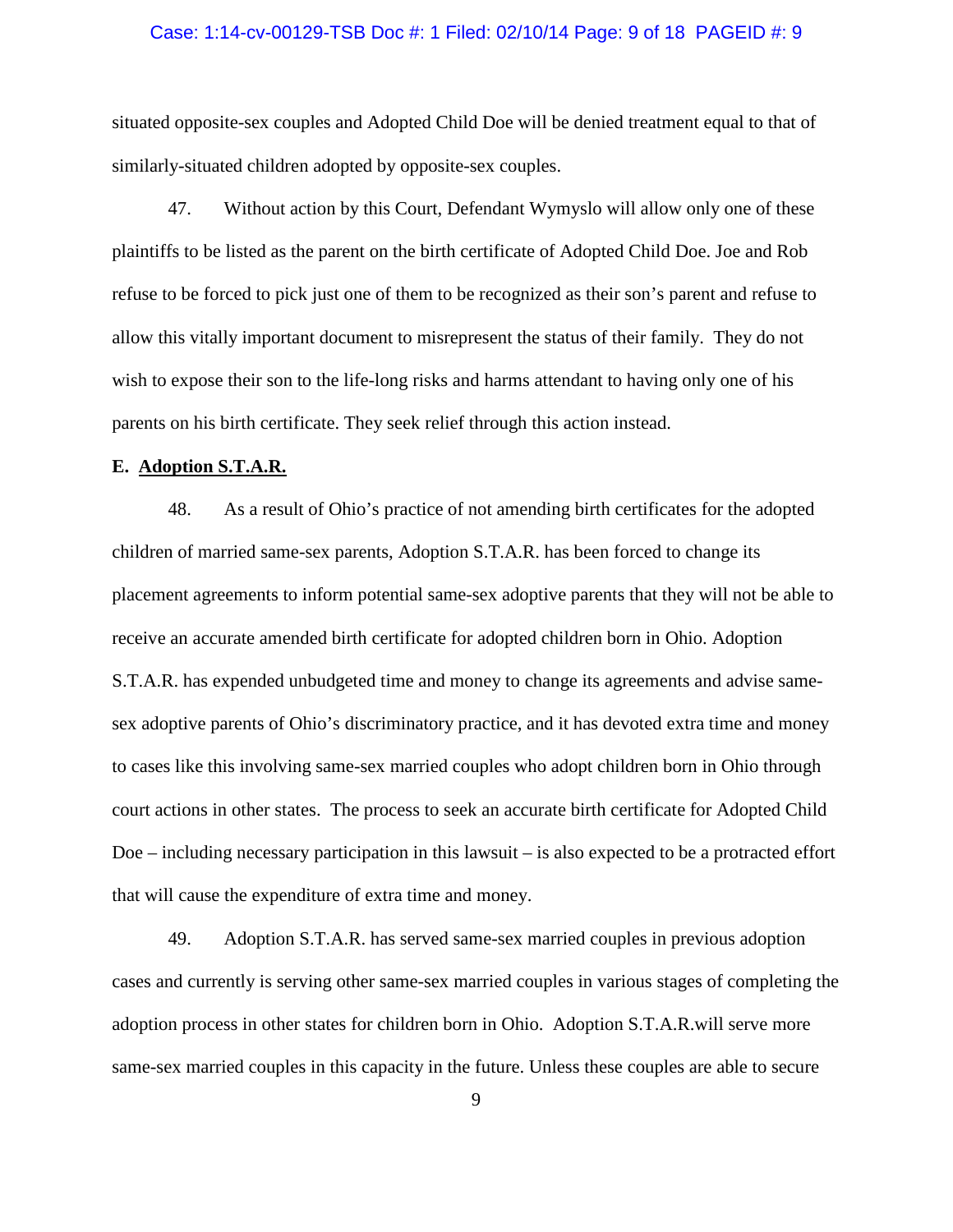situated opposite-sex couples and Adopted Child Doe will be denied treatment equal to that of similarly-situated children adopted by opposite-sex couples.

47. Without action by this Court, Defendant Wymyslo will allow only one of these plaintiffs to be listed as the parent on the birth certificate of Adopted Child Doe. Joe and Rob refuse to be forced to pick just one of them to be recognized as their son's parent and refuse to allow this vitally important document to misrepresent the status of their family. They do not wish to expose their son to the life-long risks and harms attendant to having only one of his parents on his birth certificate. They seek relief through this action instead.

**E. <u>Adoption S.T.A.R.</u>**

48. As a result of Ohio's practice of not amending birth certificates for the adopted children of married same-sex parents, Adoption S.T.A.R. has been forced to change its placement agreements to inform potential same-sex adoptive parents that they will not be able to receive an accurate amended birth certificate for adopted children born in Ohio. Adoption S.T.A.R. has expended unbudgeted time and money to change its agreements and advise same-sex adoptive parents of Ohio's discriminatory practice, and it has devoted extra time and money to cases like this involving same-sex married couples who adopt children born in Ohio through court actions in other states. The process to seek an accurate birth certificate for Adopted Child Doe – including necessary participation in this lawsuit – is also expected to be a protracted effort that will cause the expenditure of extra time and money.

49. Adoption S.T.A.R. has served same-sex married couples in previous adoption cases and currently is serving other same-sex married couples in various stages of completing the adoption process in other states for children born in Ohio. Adoption S.T.A.R.will serve more same-sex married couples in this capacity in the future. Unless these couples are able to secure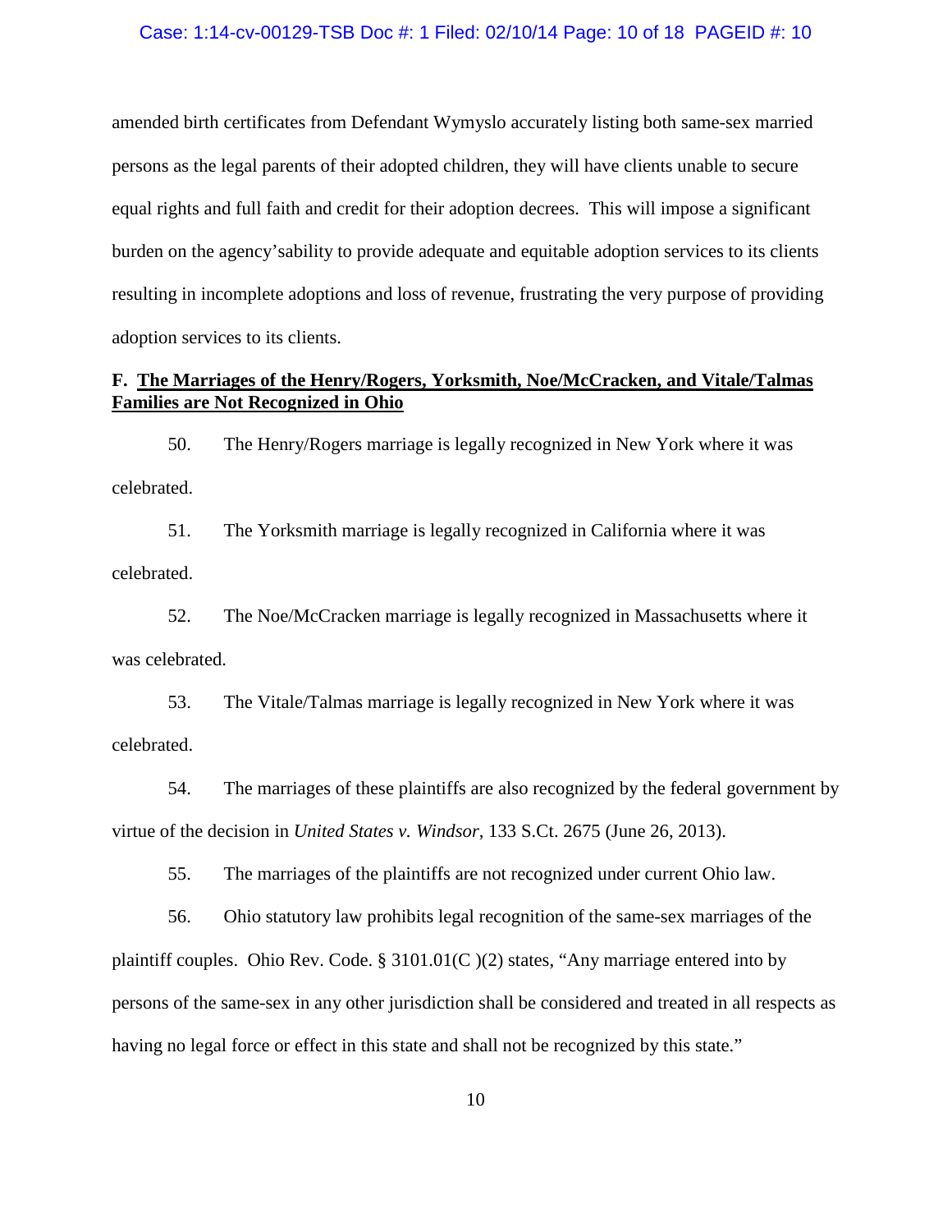amended birth certificates from Defendant Wymyslo accurately listing both same-sex married persons as the legal parents of their adopted children, they will have clients unable to secure equal rights and full faith and credit for their adoption decrees. This will impose a significant burden on the agency'sability to provide adequate and equitable adoption services to its clients resulting in incomplete adoptions and loss of revenue, frustrating the very purpose of providing adoption services to its clients.

**F. <u>The Marriages of the Henry/Rogers, Yorksmith, Noe/McCracken, and Vitale/Talmas Families are Not Recognized in Ohio</u>**

50. The Henry/Rogers marriage is legally recognized in New York where it was celebrated.

51. The Yorksmith marriage is legally recognized in California where it was celebrated.

52. The Noe/McCracken marriage is legally recognized in Massachusetts where it was celebrated.

53. The Vitale/Talmas marriage is legally recognized in New York where it was celebrated.

54. The marriages of these plaintiffs are also recognized by the federal government by virtue of the decision in *United States v. Windsor*, 133 S.Ct. 2675 (June 26, 2013).

55. The marriages of the plaintiffs are not recognized under current Ohio law.

56. Ohio statutory law prohibits legal recognition of the same-sex marriages of the plaintiff couples. Ohio Rev. Code. § 3101.01(C )(2) states, "Any marriage entered into by persons of the same-sex in any other jurisdiction shall be considered and treated in all respects as having no legal force or effect in this state and shall not be recognized by this state."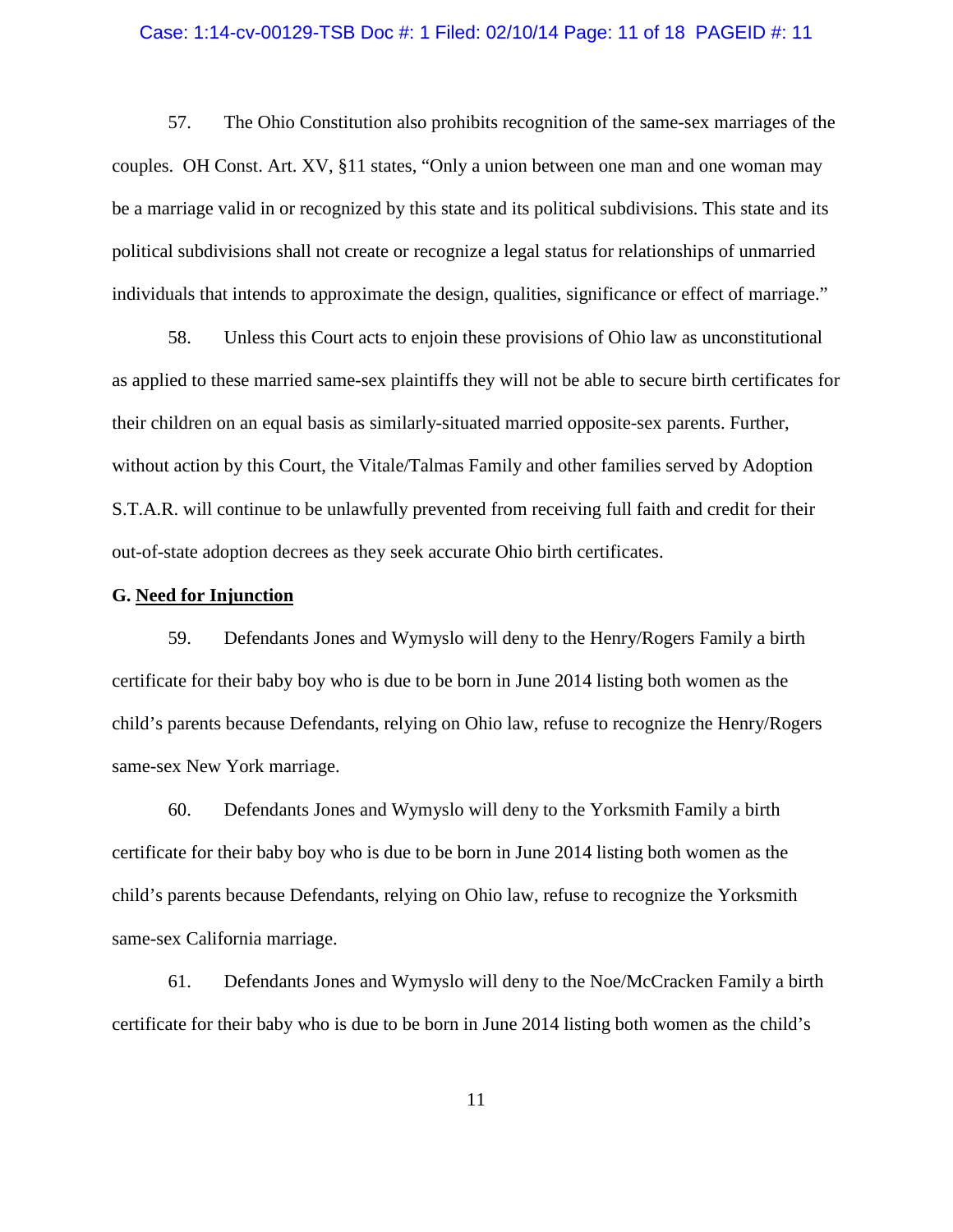57. The Ohio Constitution also prohibits recognition of the same-sex marriages of the couples. OH Const. Art. XV, §11 states, "Only a union between one man and one woman may be a marriage valid in or recognized by this state and its political subdivisions. This state and its political subdivisions shall not create or recognize a legal status for relationships of unmarried individuals that intends to approximate the design, qualities, significance or effect of marriage."

58. Unless this Court acts to enjoin these provisions of Ohio law as unconstitutional as applied to these married same-sex plaintiffs they will not be able to secure birth certificates for their children on an equal basis as similarly-situated married opposite-sex parents. Further, without action by this Court, the Vitale/Talmas Family and other families served by Adoption S.T.A.R. will continue to be unlawfully prevented from receiving full faith and credit for their out-of-state adoption decrees as they seek accurate Ohio birth certificates.

**G. <u>Need for Injunction</u>**

59. Defendants Jones and Wymyslo will deny to the Henry/Rogers Family a birth certificate for their baby boy who is due to be born in June 2014 listing both women as the child's parents because Defendants, relying on Ohio law, refuse to recognize the Henry/Rogers same-sex New York marriage.

60. Defendants Jones and Wymyslo will deny to the Yorksmith Family a birth certificate for their baby boy who is due to be born in June 2014 listing both women as the child's parents because Defendants, relying on Ohio law, refuse to recognize the Yorksmith same-sex California marriage.

61. Defendants Jones and Wymyslo will deny to the Noe/McCracken Family a birth certificate for their baby who is due to be born in June 2014 listing both women as the child's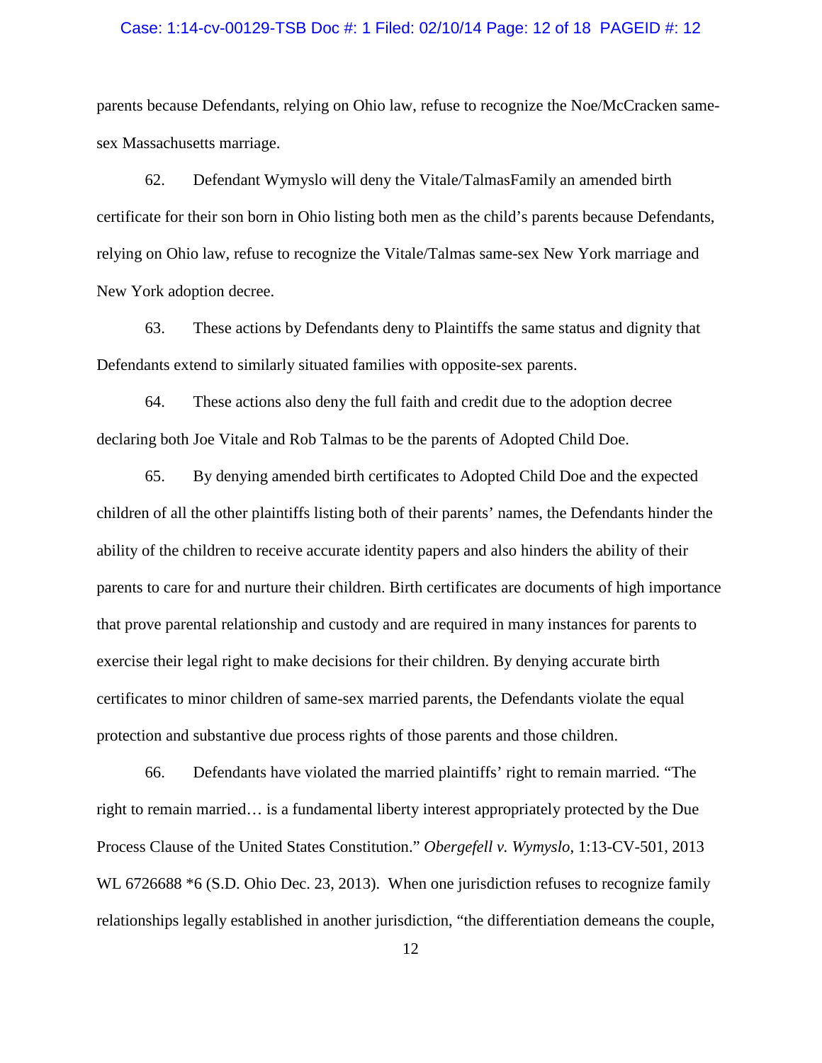parents because Defendants, relying on Ohio law, refuse to recognize the Noe/McCracken same-sex Massachusetts marriage.

62. Defendant Wymyslo will deny the Vitale/TalmasFamily an amended birth certificate for their son born in Ohio listing both men as the child's parents because Defendants, relying on Ohio law, refuse to recognize the Vitale/Talmas same-sex New York marriage and New York adoption decree.

63. These actions by Defendants deny to Plaintiffs the same status and dignity that Defendants extend to similarly situated families with opposite-sex parents.

64. These actions also deny the full faith and credit due to the adoption decree declaring both Joe Vitale and Rob Talmas to be the parents of Adopted Child Doe.

65. By denying amended birth certificates to Adopted Child Doe and the expected children of all the other plaintiffs listing both of their parents' names, the Defendants hinder the ability of the children to receive accurate identity papers and also hinders the ability of their parents to care for and nurture their children. Birth certificates are documents of high importance that prove parental relationship and custody and are required in many instances for parents to exercise their legal right to make decisions for their children. By denying accurate birth certificates to minor children of same-sex married parents, the Defendants violate the equal protection and substantive due process rights of those parents and those children.

66. Defendants have violated the married plaintiffs' right to remain married. "The right to remain married… is a fundamental liberty interest appropriately protected by the Due Process Clause of the United States Constitution." *Obergefell v. Wymyslo*, 1:13-CV-501, 2013 WL 6726688 *6 (S.D. Ohio Dec. 23, 2013). When one jurisdiction refuses to recognize family relationships legally established in another jurisdiction, "the differentiation demeans the couple,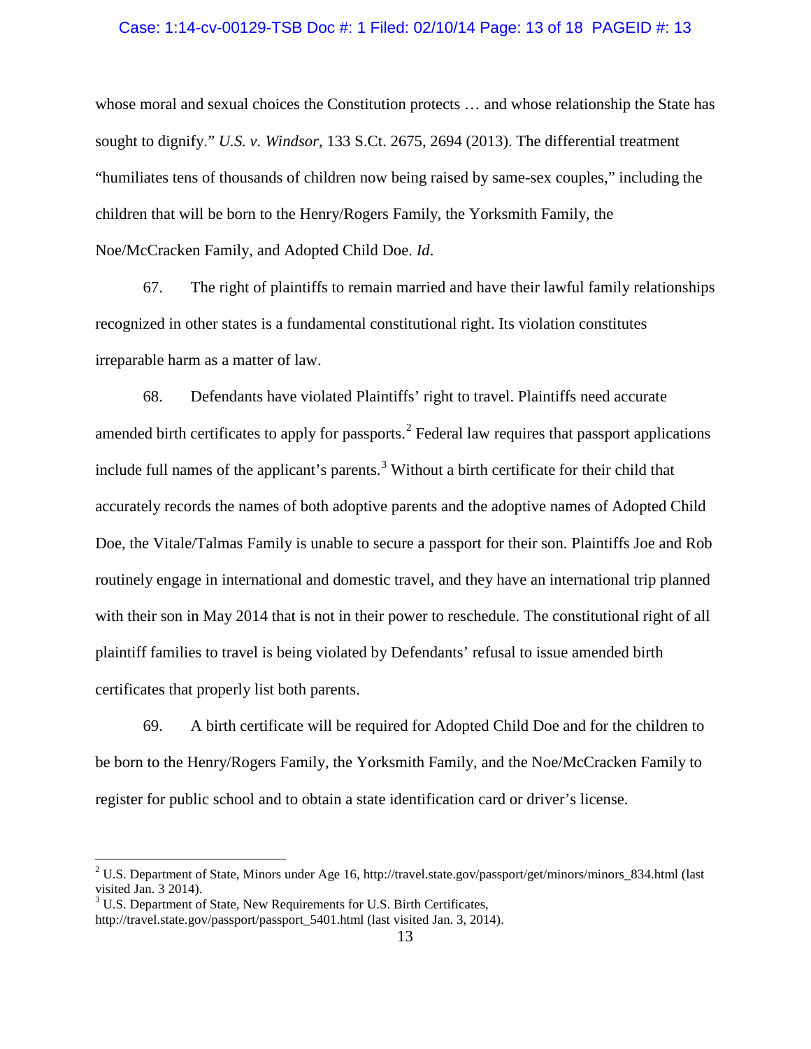whose moral and sexual choices the Constitution protects … and whose relationship the State has sought to dignify." *U.S. v. Windsor*, 133 S.Ct. 2675, 2694 (2013). The differential treatment "humiliates tens of thousands of children now being raised by same-sex couples," including the children that will be born to the Henry/Rogers Family, the Yorksmith Family, the Noe/McCracken Family, and Adopted Child Doe. *Id*.

67. The right of plaintiffs to remain married and have their lawful family relationships recognized in other states is a fundamental constitutional right. Its violation constitutes irreparable harm as a matter of law.

68. Defendants have violated Plaintiffs' right to travel. Plaintiffs need accurate amended birth certificates to apply for passports.[2] Federal law requires that passport applications include full names of the applicant's parents.[3] Without a birth certificate for their child that accurately records the names of both adoptive parents and the adoptive names of Adopted Child Doe, the Vitale/Talmas Family is unable to secure a passport for their son. Plaintiffs Joe and Rob routinely engage in international and domestic travel, and they have an international trip planned with their son in May 2014 that is not in their power to reschedule. The constitutional right of all plaintiff families to travel is being violated by Defendants' refusal to issue amended birth certificates that properly list both parents.

69. A birth certificate will be required for Adopted Child Doe and for the children to be born to the Henry/Rogers Family, the Yorksmith Family, and the Noe/McCracken Family to register for public school and to obtain a state identification card or driver's license.

---

[2] U.S. Department of State, Minors under Age 16, http://travel.state.gov/passport/get/minors/minors_834.html (last visited Jan. 3 2014).

[3] U.S. Department of State, New Requirements for U.S. Birth Certificates, http://travel.state.gov/passport/passport_5401.html (last visited Jan. 3, 2014).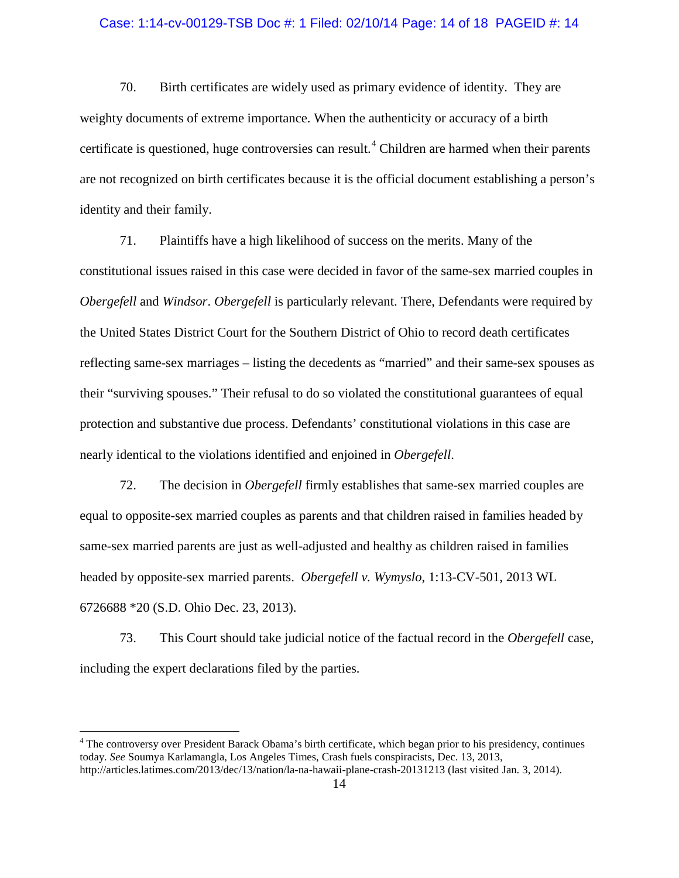70. Birth certificates are widely used as primary evidence of identity. They are weighty documents of extreme importance. When the authenticity or accuracy of a birth certificate is questioned, huge controversies can result.[4] Children are harmed when their parents are not recognized on birth certificates because it is the official document establishing a person's identity and their family.

71. Plaintiffs have a high likelihood of success on the merits. Many of the constitutional issues raised in this case were decided in favor of the same-sex married couples in *Obergefell* and *Windsor*. *Obergefell* is particularly relevant. There, Defendants were required by the United States District Court for the Southern District of Ohio to record death certificates reflecting same-sex marriages – listing the decedents as "married" and their same-sex spouses as their "surviving spouses." Their refusal to do so violated the constitutional guarantees of equal protection and substantive due process. Defendants' constitutional violations in this case are nearly identical to the violations identified and enjoined in *Obergefell*.

72. The decision in *Obergefell* firmly establishes that same-sex married couples are equal to opposite-sex married couples as parents and that children raised in families headed by same-sex married parents are just as well-adjusted and healthy as children raised in families headed by opposite-sex married parents. *Obergefell v. Wymyslo*, 1:13-CV-501, 2013 WL 6726688 *20 (S.D. Ohio Dec. 23, 2013).

73. This Court should take judicial notice of the factual record in the *Obergefell* case, including the expert declarations filed by the parties.

---

[4] The controversy over President Barack Obama's birth certificate, which began prior to his presidency, continues today. *See* Soumya Karlamangla, Los Angeles Times, Crash fuels conspiracists, Dec. 13, 2013, http://articles.latimes.com/2013/dec/13/nation/la-na-hawaii-plane-crash-20131213 (last visited Jan. 3, 2014).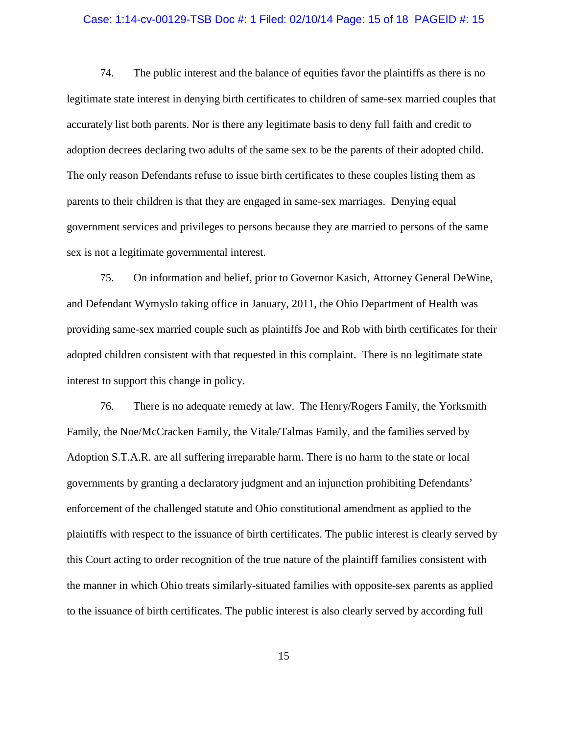74. The public interest and the balance of equities favor the plaintiffs as there is no legitimate state interest in denying birth certificates to children of same-sex married couples that accurately list both parents. Nor is there any legitimate basis to deny full faith and credit to adoption decrees declaring two adults of the same sex to be the parents of their adopted child. The only reason Defendants refuse to issue birth certificates to these couples listing them as parents to their children is that they are engaged in same-sex marriages. Denying equal government services and privileges to persons because they are married to persons of the same sex is not a legitimate governmental interest.

75. On information and belief, prior to Governor Kasich, Attorney General DeWine, and Defendant Wymyslo taking office in January, 2011, the Ohio Department of Health was providing same-sex married couple such as plaintiffs Joe and Rob with birth certificates for their adopted children consistent with that requested in this complaint. There is no legitimate state interest to support this change in policy.

76. There is no adequate remedy at law. The Henry/Rogers Family, the Yorksmith Family, the Noe/McCracken Family, the Vitale/Talmas Family, and the families served by Adoption S.T.A.R. are all suffering irreparable harm. There is no harm to the state or local governments by granting a declaratory judgment and an injunction prohibiting Defendants' enforcement of the challenged statute and Ohio constitutional amendment as applied to the plaintiffs with respect to the issuance of birth certificates. The public interest is clearly served by this Court acting to order recognition of the true nature of the plaintiff families consistent with the manner in which Ohio treats similarly-situated families with opposite-sex parents as applied to the issuance of birth certificates. The public interest is also clearly served by according full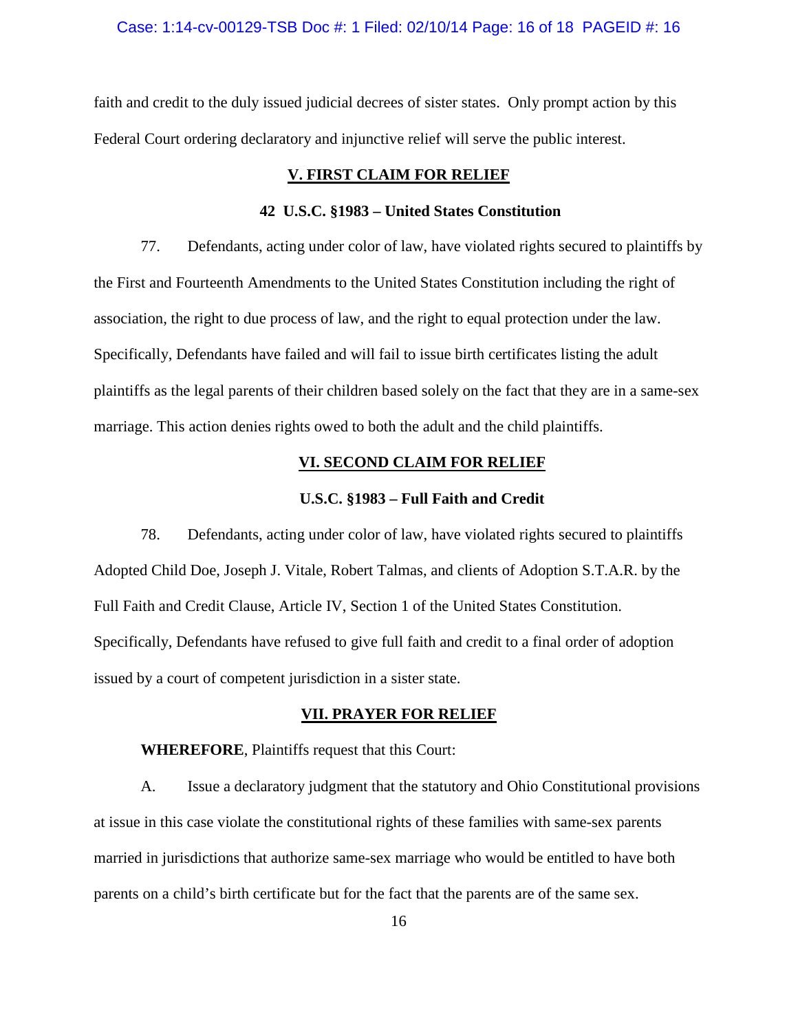faith and credit to the duly issued judicial decrees of sister states. Only prompt action by this Federal Court ordering declaratory and injunctive relief will serve the public interest.

## V. FIRST CLAIM FOR RELIEF

### 42 U.S.C. §1983 – United States Constitution

77. Defendants, acting under color of law, have violated rights secured to plaintiffs by the First and Fourteenth Amendments to the United States Constitution including the right of association, the right to due process of law, and the right to equal protection under the law. Specifically, Defendants have failed and will fail to issue birth certificates listing the adult plaintiffs as the legal parents of their children based solely on the fact that they are in a same-sex marriage. This action denies rights owed to both the adult and the child plaintiffs.

## VI. SECOND CLAIM FOR RELIEF

### U.S.C. §1983 – Full Faith and Credit

78. Defendants, acting under color of law, have violated rights secured to plaintiffs Adopted Child Doe, Joseph J. Vitale, Robert Talmas, and clients of Adoption S.T.A.R. by the Full Faith and Credit Clause, Article IV, Section 1 of the United States Constitution. Specifically, Defendants have refused to give full faith and credit to a final order of adoption issued by a court of competent jurisdiction in a sister state.

## VII. PRAYER FOR RELIEF

**WHEREFORE**, Plaintiffs request that this Court:

A. Issue a declaratory judgment that the statutory and Ohio Constitutional provisions at issue in this case violate the constitutional rights of these families with same-sex parents married in jurisdictions that authorize same-sex marriage who would be entitled to have both parents on a child's birth certificate but for the fact that the parents are of the same sex.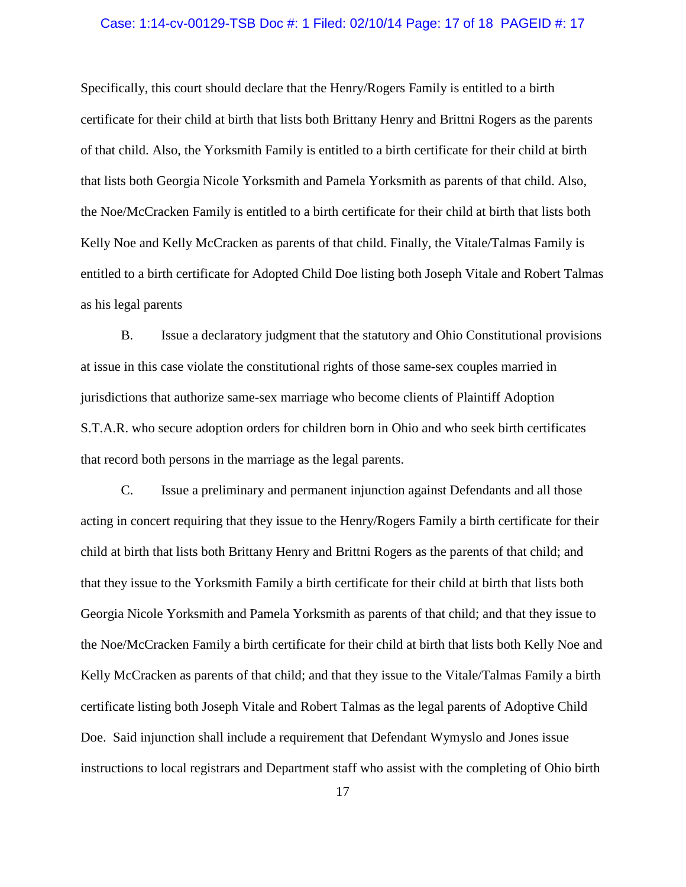Specifically, this court should declare that the Henry/Rogers Family is entitled to a birth certificate for their child at birth that lists both Brittany Henry and Brittni Rogers as the parents of that child. Also, the Yorksmith Family is entitled to a birth certificate for their child at birth that lists both Georgia Nicole Yorksmith and Pamela Yorksmith as parents of that child. Also, the Noe/McCracken Family is entitled to a birth certificate for their child at birth that lists both Kelly Noe and Kelly McCracken as parents of that child. Finally, the Vitale/Talmas Family is entitled to a birth certificate for Adopted Child Doe listing both Joseph Vitale and Robert Talmas as his legal parents

B. Issue a declaratory judgment that the statutory and Ohio Constitutional provisions at issue in this case violate the constitutional rights of those same-sex couples married in jurisdictions that authorize same-sex marriage who become clients of Plaintiff Adoption S.T.A.R. who secure adoption orders for children born in Ohio and who seek birth certificates that record both persons in the marriage as the legal parents.

C. Issue a preliminary and permanent injunction against Defendants and all those acting in concert requiring that they issue to the Henry/Rogers Family a birth certificate for their child at birth that lists both Brittany Henry and Brittni Rogers as the parents of that child; and that they issue to the Yorksmith Family a birth certificate for their child at birth that lists both Georgia Nicole Yorksmith and Pamela Yorksmith as parents of that child; and that they issue to the Noe/McCracken Family a birth certificate for their child at birth that lists both Kelly Noe and Kelly McCracken as parents of that child; and that they issue to the Vitale/Talmas Family a birth certificate listing both Joseph Vitale and Robert Talmas as the legal parents of Adoptive Child Doe. Said injunction shall include a requirement that Defendant Wymyslo and Jones issue instructions to local registrars and Department staff who assist with the completing of Ohio birth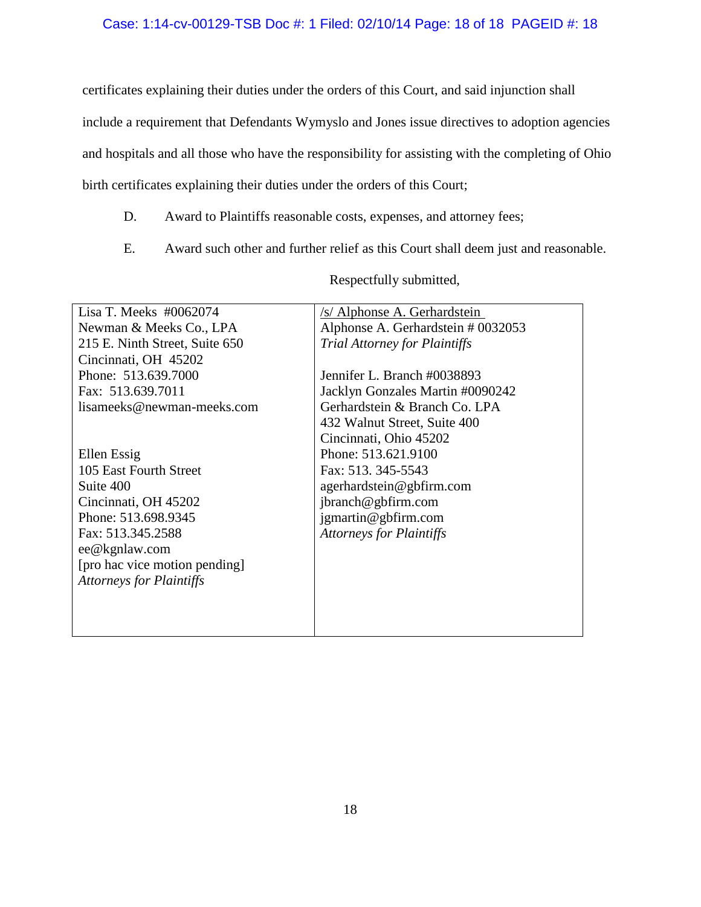certificates explaining their duties under the orders of this Court, and said injunction shall include a requirement that Defendants Wymyslo and Jones issue directives to adoption agencies and hospitals and all those who have the responsibility for assisting with the completing of Ohio birth certificates explaining their duties under the orders of this Court;

D. Award to Plaintiffs reasonable costs, expenses, and attorney fees;

E. Award such other and further relief as this Court shall deem just and reasonable.

Respectfully submitted,

| | |
|---|---|
| Lisa T. Meeks #0062074<br>Newman & Meeks Co., LPA<br>215 E. Ninth Street, Suite 650<br>Cincinnati, OH 45202<br>Phone: 513.639.7000<br>Fax: 513.639.7011<br>lisameeks@newman-meeks.com<br><br>Ellen Essig<br>105 East Fourth Street<br>Suite 400<br>Cincinnati, OH 45202<br>Phone: 513.698.9345<br>Fax: 513.345.2588<br>ee@kgnlaw.com<br>[pro hac vice motion pending]<br>*Attorneys for Plaintiffs* | /s/ Alphonse A. Gerhardstein<br>Alphonse A. Gerhardstein # 0032053<br>*Trial Attorney for Plaintiffs*<br><br>Jennifer L. Branch #0038893<br>Jacklyn Gonzales Martin #0090242<br>Gerhardstein & Branch Co. LPA<br>432 Walnut Street, Suite 400<br>Cincinnati, Ohio 45202<br>Phone: 513.621.9100<br>Fax: 513. 345-5543<br>agerhardstein@gbfirm.com<br>jbranch@gbfirm.com<br>jgmartin@gbfirm.com<br>*Attorneys for Plaintiffs* |